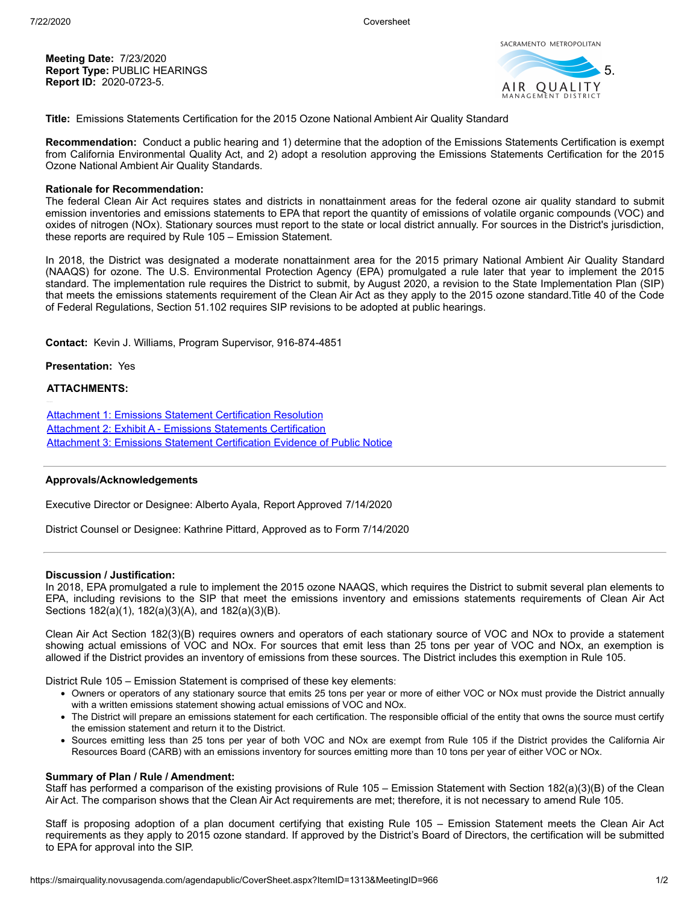**Meeting Date:** 7/23/2020
**Report Type:** PUBLIC HEARINGS
**Report ID:** 2020-0723-5.

SACRAMENTO METROPOLITAN AIR QUALITY MANAGEMENT DISTRICT

5.

**Title:** Emissions Statements Certification for the 2015 Ozone National Ambient Air Quality Standard

**Recommendation:** Conduct a public hearing and 1) determine that the adoption of the Emissions Statements Certification is exempt from California Environmental Quality Act, and 2) adopt a resolution approving the Emissions Statements Certification for the 2015 Ozone National Ambient Air Quality Standards.

**Rationale for Recommendation:**
The federal Clean Air Act requires states and districts in nonattainment areas for the federal ozone air quality standard to submit emission inventories and emissions statements to EPA that report the quantity of emissions of volatile organic compounds (VOC) and oxides of nitrogen (NOx). Stationary sources must report to the state or local district annually. For sources in the District's jurisdiction, these reports are required by Rule 105 – Emission Statement.

In 2018, the District was designated a moderate nonattainment area for the 2015 primary National Ambient Air Quality Standard (NAAQS) for ozone. The U.S. Environmental Protection Agency (EPA) promulgated a rule later that year to implement the 2015 standard. The implementation rule requires the District to submit, by August 2020, a revision to the State Implementation Plan (SIP) that meets the emissions statements requirement of the Clean Air Act as they apply to the 2015 ozone standard.Title 40 of the Code of Federal Regulations, Section 51.102 requires SIP revisions to be adopted at public hearings.

**Contact:** Kevin J. Williams, Program Supervisor, 916-874-4851

**Presentation:** Yes

**ATTACHMENTS:**

[Attachment 1: Emissions Statement Certification Resolution]
[Attachment 2: Exhibit A - Emissions Statements Certification]
[Attachment 3: Emissions Statement Certification Evidence of Public Notice]

---

**Approvals/Acknowledgements**

Executive Director or Designee: Alberto Ayala, Report Approved 7/14/2020

District Counsel or Designee: Kathrine Pittard, Approved as to Form 7/14/2020

---

**Discussion / Justification:**
In 2018, EPA promulgated a rule to implement the 2015 ozone NAAQS, which requires the District to submit several plan elements to EPA, including revisions to the SIP that meet the emissions inventory and emissions statements requirements of Clean Air Act Sections 182(a)(1), 182(a)(3)(A), and 182(a)(3)(B).

Clean Air Act Section 182(3)(B) requires owners and operators of each stationary source of VOC and NOx to provide a statement showing actual emissions of VOC and NOx. For sources that emit less than 25 tons per year of VOC and NOx, an exemption is allowed if the District provides an inventory of emissions from these sources. The District includes this exemption in Rule 105.

District Rule 105 – Emission Statement is comprised of these key elements:

- Owners or operators of any stationary source that emits 25 tons per year or more of either VOC or NOx must provide the District annually with a written emissions statement showing actual emissions of VOC and NOx.
- The District will prepare an emissions statement for each certification. The responsible official of the entity that owns the source must certify the emission statement and return it to the District.
- Sources emitting less than 25 tons per year of both VOC and NOx are exempt from Rule 105 if the District provides the California Air Resources Board (CARB) with an emissions inventory for sources emitting more than 10 tons per year of either VOC or NOx.

**Summary of Plan / Rule / Amendment:**
Staff has performed a comparison of the existing provisions of Rule 105 – Emission Statement with Section 182(a)(3)(B) of the Clean Air Act. The comparison shows that the Clean Air Act requirements are met; therefore, it is not necessary to amend Rule 105.

Staff is proposing adoption of a plan document certifying that existing Rule 105 – Emission Statement meets the Clean Air Act requirements as they apply to 2015 ozone standard. If approved by the District's Board of Directors, the certification will be submitted to EPA for approval into the SIP.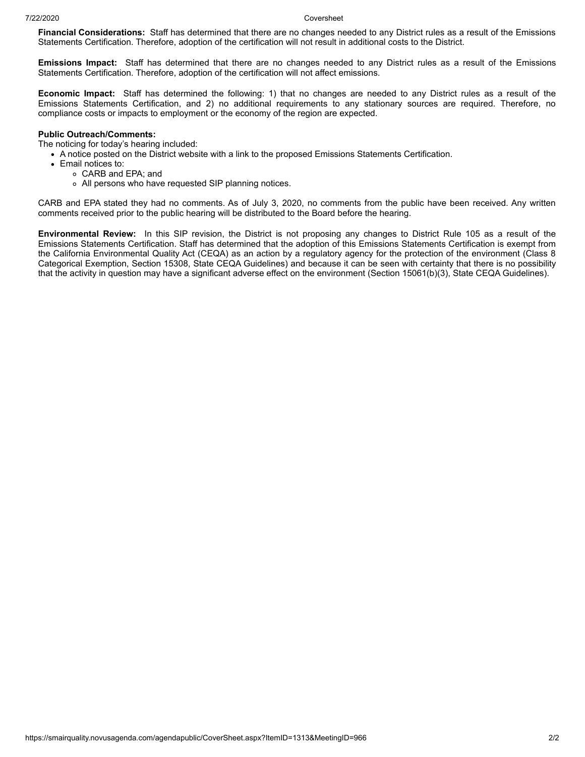**Financial Considerations:** Staff has determined that there are no changes needed to any District rules as a result of the Emissions Statements Certification. Therefore, adoption of the certification will not result in additional costs to the District.

**Emissions Impact:** Staff has determined that there are no changes needed to any District rules as a result of the Emissions Statements Certification. Therefore, adoption of the certification will not affect emissions.

**Economic Impact:** Staff has determined the following: 1) that no changes are needed to any District rules as a result of the Emissions Statements Certification, and 2) no additional requirements to any stationary sources are required. Therefore, no compliance costs or impacts to employment or the economy of the region are expected.

**Public Outreach/Comments:**
The noticing for today's hearing included:

- A notice posted on the District website with a link to the proposed Emissions Statements Certification.
- Email notices to:
  - CARB and EPA; and
  - All persons who have requested SIP planning notices.

CARB and EPA stated they had no comments. As of July 3, 2020, no comments from the public have been received. Any written comments received prior to the public hearing will be distributed to the Board before the hearing.

**Environmental Review:** In this SIP revision, the District is not proposing any changes to District Rule 105 as a result of the Emissions Statements Certification. Staff has determined that the adoption of this Emissions Statements Certification is exempt from the California Environmental Quality Act (CEQA) as an action by a regulatory agency for the protection of the environment (Class 8 Categorical Exemption, Section 15308, State CEQA Guidelines) and because it can be seen with certainty that there is no possibility that the activity in question may have a significant adverse effect on the environment (Section 15061(b)(3), State CEQA Guidelines).